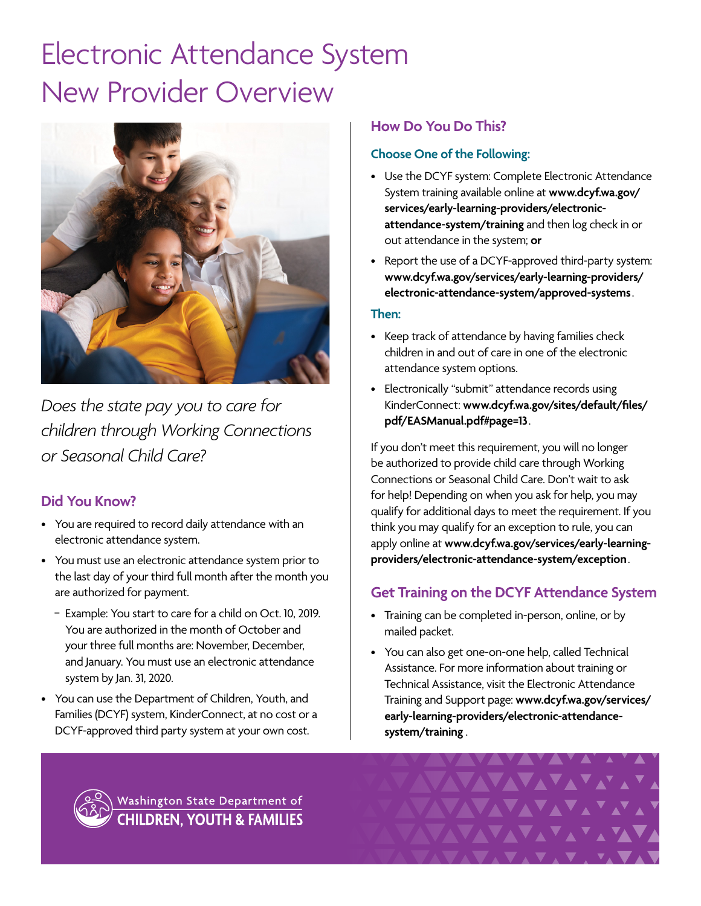# Electronic Attendance System New Provider Overview

*Does the state pay you to care for children through Working Connections or Seasonal Child Care?*

## Did You Know?

- You are required to record daily attendance with an electronic attendance system.
- You must use an electronic attendance system prior to the last day of your third full month after the month you are authorized for payment.
  - Example: You start to care for a child on Oct. 10, 2019. You are authorized in the month of October and your three full months are: November, December, and January. You must use an electronic attendance system by Jan. 31, 2020.
- You can use the Department of Children, Youth, and Families (DCYF) system, KinderConnect, at no cost or a DCYF-approved third party system at your own cost.

## How Do You Do This?

### Choose One of the Following:

- Use the DCYF system: Complete Electronic Attendance System training available online at **www.dcyf.wa.gov/services/early-learning-providers/electronic-attendance-system/training** and then log check in or out attendance in the system; **or**
- Report the use of a DCYF-approved third-party system: **www.dcyf.wa.gov/services/early-learning-providers/electronic-attendance-system/approved-systems**.

### Then:

- Keep track of attendance by having families check children in and out of care in one of the electronic attendance system options.
- Electronically "submit" attendance records using KinderConnect: **www.dcyf.wa.gov/sites/default/files/pdf/EASManual.pdf#page=13**.

If you don't meet this requirement, you will no longer be authorized to provide child care through Working Connections or Seasonal Child Care. Don't wait to ask for help! Depending on when you ask for help, you may qualify for additional days to meet the requirement. If you think you may qualify for an exception to rule, you can apply online at **www.dcyf.wa.gov/services/early-learning-providers/electronic-attendance-system/exception**.

## Get Training on the DCYF Attendance System

- Training can be completed in-person, online, or by mailed packet.
- You can also get one-on-one help, called Technical Assistance. For more information about training or Technical Assistance, visit the Electronic Attendance Training and Support page: **www.dcyf.wa.gov/services/early-learning-providers/electronic-attendance-system/training**.

Washington State Department of CHILDREN, YOUTH & FAMILIES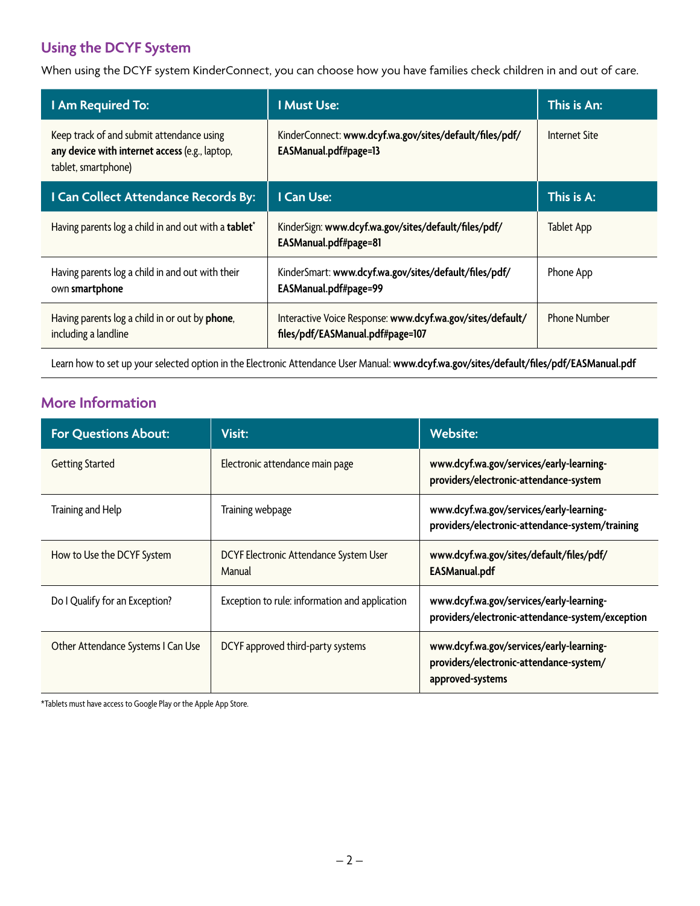## Using the DCYF System

When using the DCYF system KinderConnect, you can choose how you have families check children in and out of care.

| I Am Required To: | I Must Use: | This is An: |
|---|---|---|
| Keep track of and submit attendance using **any device with internet access** (e.g., laptop, tablet, smartphone) | KinderConnect: **www.dcyf.wa.gov/sites/default/files/pdf/EASManual.pdf#page=13** | Internet Site |
| **I Can Collect Attendance Records By:** | **I Can Use:** | **This is A:** |
| Having parents log a child in and out with a **tablet***  | KinderSign: **www.dcyf.wa.gov/sites/default/files/pdf/EASManual.pdf#page=81** | Tablet App |
| Having parents log a child in and out with their own **smartphone** | KinderSmart: **www.dcyf.wa.gov/sites/default/files/pdf/EASManual.pdf#page=99** | Phone App |
| Having parents log a child in or out by **phone**, including a landline | Interactive Voice Response: **www.dcyf.wa.gov/sites/default/files/pdf/EASManual.pdf#page=107** | Phone Number |

Learn how to set up your selected option in the Electronic Attendance User Manual: **www.dcyf.wa.gov/sites/default/files/pdf/EASManual.pdf**

## More Information

| For Questions About: | Visit: | Website: |
|---|---|---|
| Getting Started | Electronic attendance main page | **www.dcyf.wa.gov/services/early-learning-providers/electronic-attendance-system** |
| Training and Help | Training webpage | **www.dcyf.wa.gov/services/early-learning-providers/electronic-attendance-system/training** |
| How to Use the DCYF System | DCYF Electronic Attendance System User Manual | **www.dcyf.wa.gov/sites/default/files/pdf/EASManual.pdf** |
| Do I Qualify for an Exception? | Exception to rule: information and application | **www.dcyf.wa.gov/services/early-learning-providers/electronic-attendance-system/exception** |
| Other Attendance Systems I Can Use | DCYF approved third-party systems | **www.dcyf.wa.gov/services/early-learning-providers/electronic-attendance-system/approved-systems** |

*Tablets must have access to Google Play or the Apple App Store.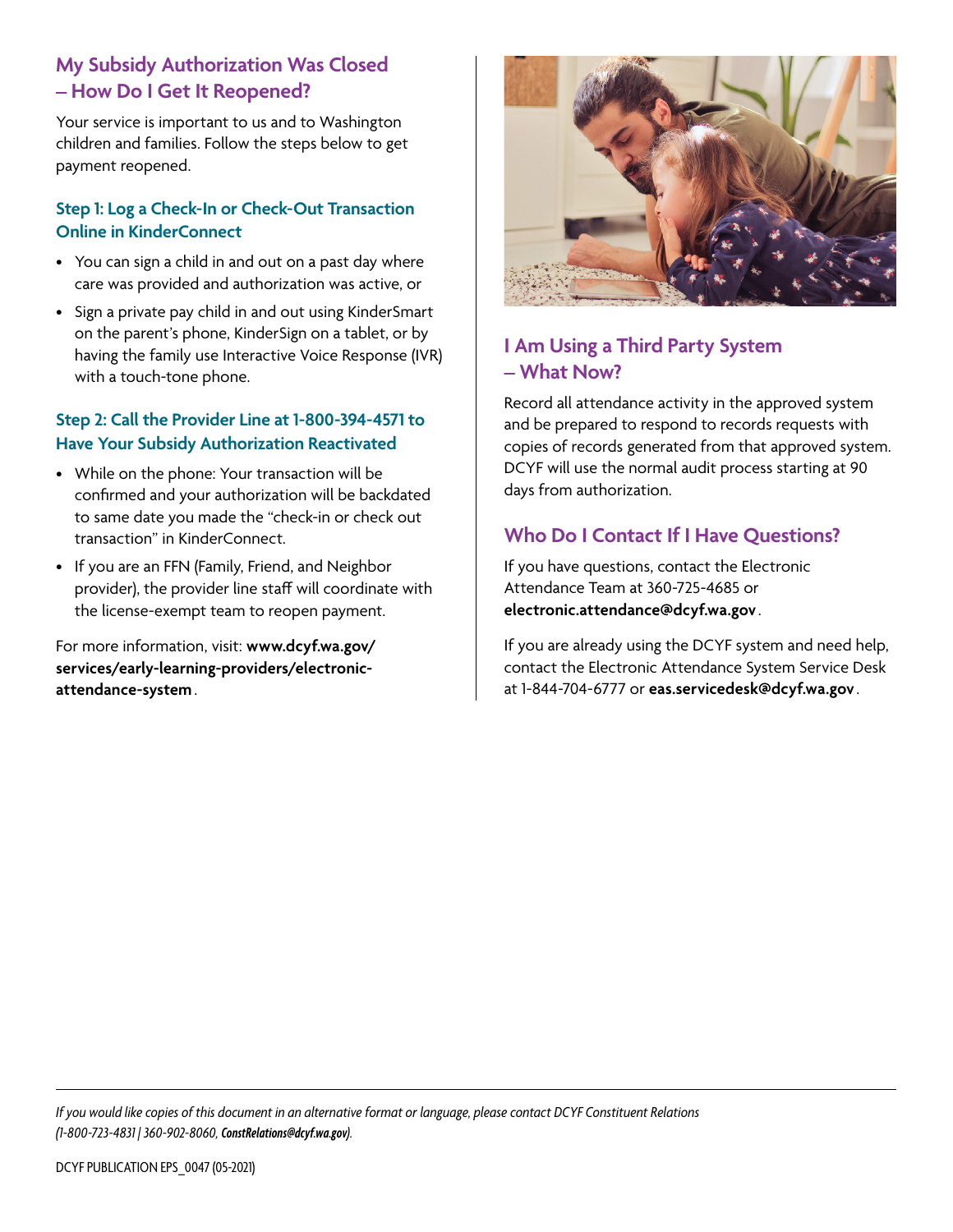## My Subsidy Authorization Was Closed – How Do I Get It Reopened?

Your service is important to us and to Washington children and families. Follow the steps below to get payment reopened.

### Step 1: Log a Check-In or Check-Out Transaction Online in KinderConnect

- You can sign a child in and out on a past day where care was provided and authorization was active, or
- Sign a private pay child in and out using KinderSmart on the parent's phone, KinderSign on a tablet, or by having the family use Interactive Voice Response (IVR) with a touch-tone phone.

### Step 2: Call the Provider Line at 1-800-394-4571 to Have Your Subsidy Authorization Reactivated

- While on the phone: Your transaction will be confirmed and your authorization will be backdated to same date you made the "check-in or check out transaction" in KinderConnect.
- If you are an FFN (Family, Friend, and Neighbor provider), the provider line staff will coordinate with the license-exempt team to reopen payment.

For more information, visit: **www.dcyf.wa.gov/services/early-learning-providers/electronic-attendance-system**.

## I Am Using a Third Party System – What Now?

Record all attendance activity in the approved system and be prepared to respond to records requests with copies of records generated from that approved system. DCYF will use the normal audit process starting at 90 days from authorization.

## Who Do I Contact If I Have Questions?

If you have questions, contact the Electronic Attendance Team at 360-725-4685 or **electronic.attendance@dcyf.wa.gov**.

If you are already using the DCYF system and need help, contact the Electronic Attendance System Service Desk at 1-844-704-6777 or **eas.servicedesk@dcyf.wa.gov**.

*If you would like copies of this document in an alternative format or language, please contact DCYF Constituent Relations (1-800-723-4831 | 360-902-8060, **ConstRelations@dcyf.wa.gov**).*

DCYF PUBLICATION EPS_0047 (05-2021)